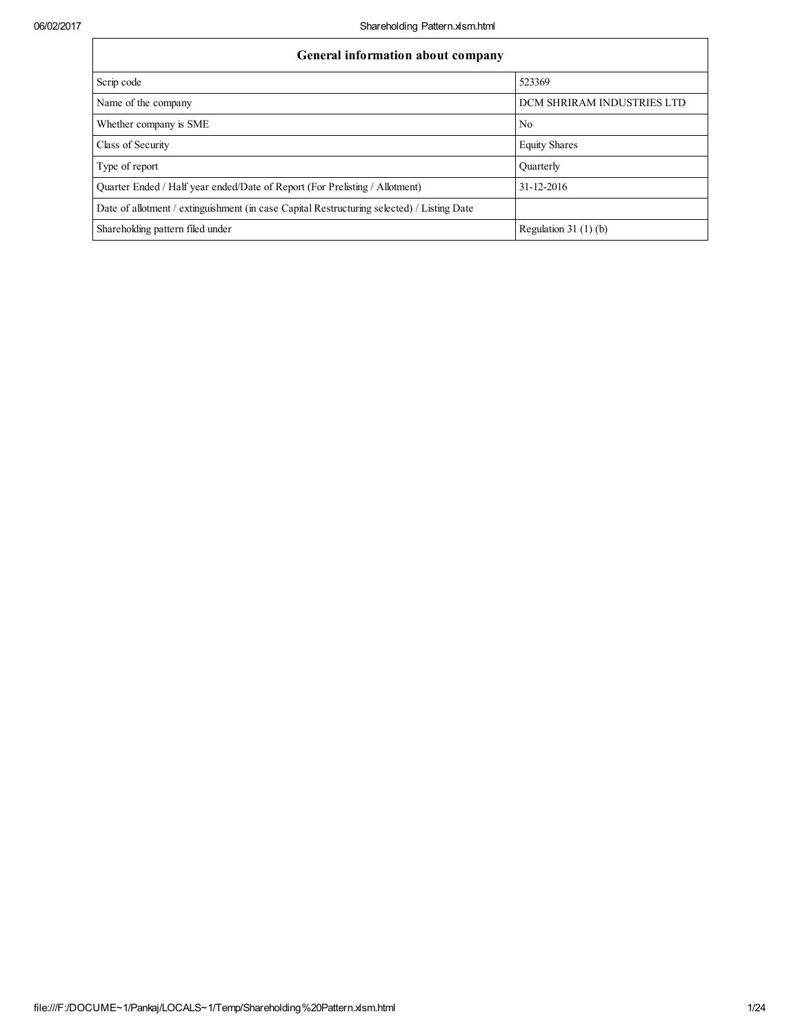| General information about company | |
|---|---|
| Scrip code | 523369 |
| Name of the company | DCM SHRIRAM INDUSTRIES LTD |
| Whether company is SME | No |
| Class of Security | Equity Shares |
| Type of report | Quarterly |
| Quarter Ended / Half year ended/Date of Report (For Prelisting / Allotment) | 31-12-2016 |
| Date of allotment / extinguishment (in case Capital Restructuring selected) / Listing Date | |
| Shareholding pattern filed under | Regulation 31 (1) (b) |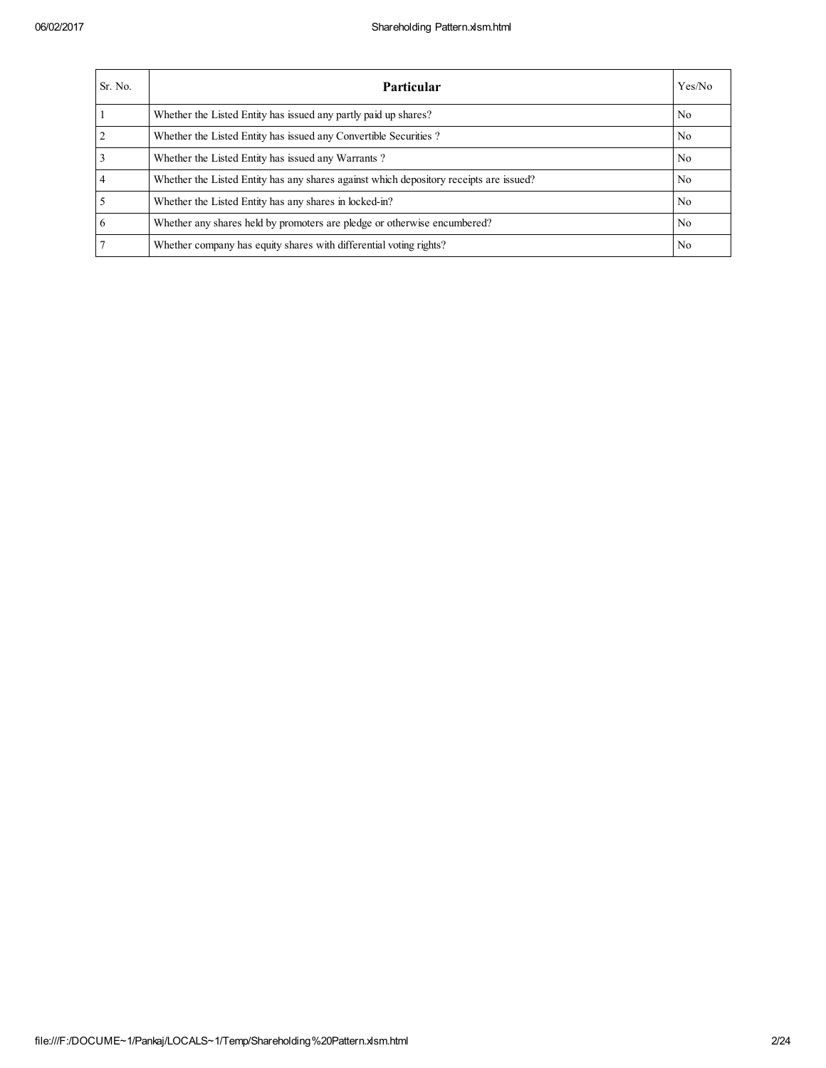| Sr. No. | Particular | Yes/No |
| --- | --- | --- |
| 1 | Whether the Listed Entity has issued any partly paid up shares? | No |
| 2 | Whether the Listed Entity has issued any Convertible Securities ? | No |
| 3 | Whether the Listed Entity has issued any Warrants ? | No |
| 4 | Whether the Listed Entity has any shares against which depository receipts are issued? | No |
| 5 | Whether the Listed Entity has any shares in locked-in? | No |
| 6 | Whether any shares held by promoters are pledge or otherwise encumbered? | No |
| 7 | Whether company has equity shares with differential voting rights? | No |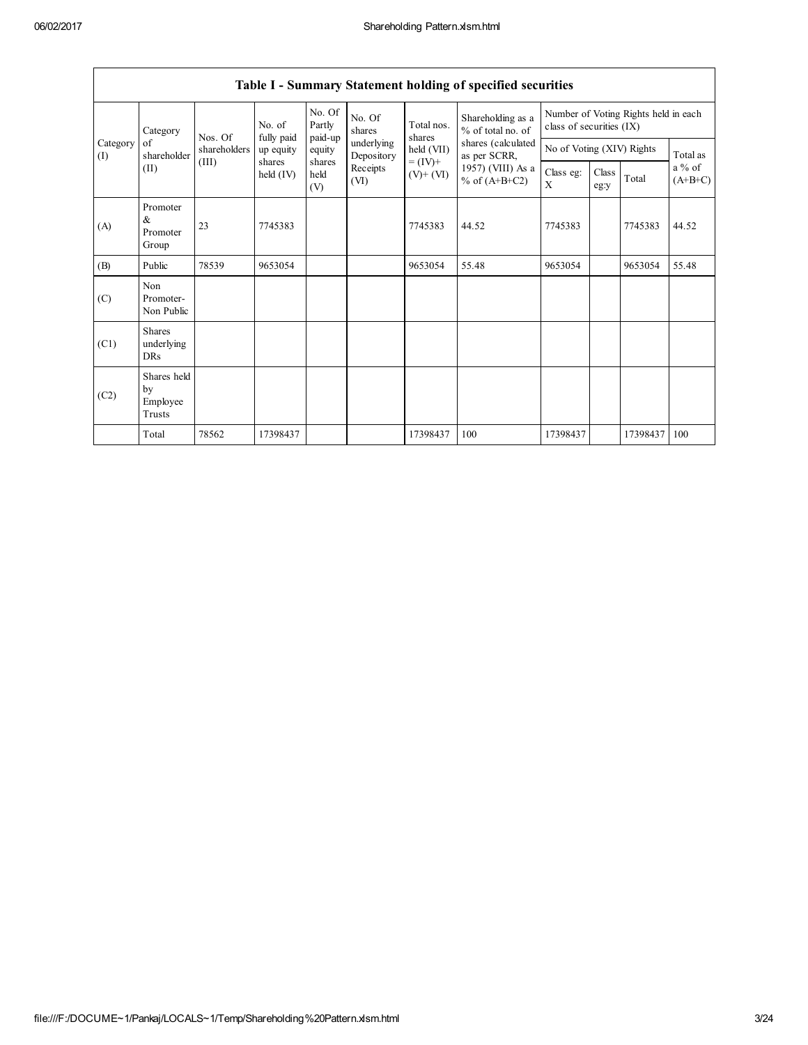| Table I - Summary Statement holding of specified securities | | | | | | | | | | | | |
|---|---|---|---|---|---|---|---|---|---|---|---|---|
| Category (I) | Category of shareholder (II) | Nos. Of shareholders (III) | No. of fully paid up equity shares held (IV) | No. Of Partly paid-up equity shares held (V) | No. Of shares underlying Depository Receipts (VI) | Total nos. shares held (VII) = (IV)+ (V)+ (VI) | Shareholding as a % of total no. of shares (calculated as per SCRR, 1957) (VIII) As a % of (A+B+C2) | Number of Voting Rights held in each class of securities (IX) | | | |
| | | | | | | | | No of Voting (XIV) Rights | | | Total as a % of (A+B+C) |
| | | | | | | | | Class eg: X | Class eg:y | Total | |
| (A) | Promoter & Promoter Group | 23 | 7745383 | | | 7745383 | 44.52 | 7745383 | | 7745383 | 44.52 |
| (B) | Public | 78539 | 9653054 | | | 9653054 | 55.48 | 9653054 | | 9653054 | 55.48 |
| (C) | Non Promoter- Non Public | | | | | | | | | | |
| (C1) | Shares underlying DRs | | | | | | | | | | |
| (C2) | Shares held by Employee Trusts | | | | | | | | | | |
| | Total | 78562 | 17398437 | | | 17398437 | 100 | 17398437 | | 17398437 | 100 |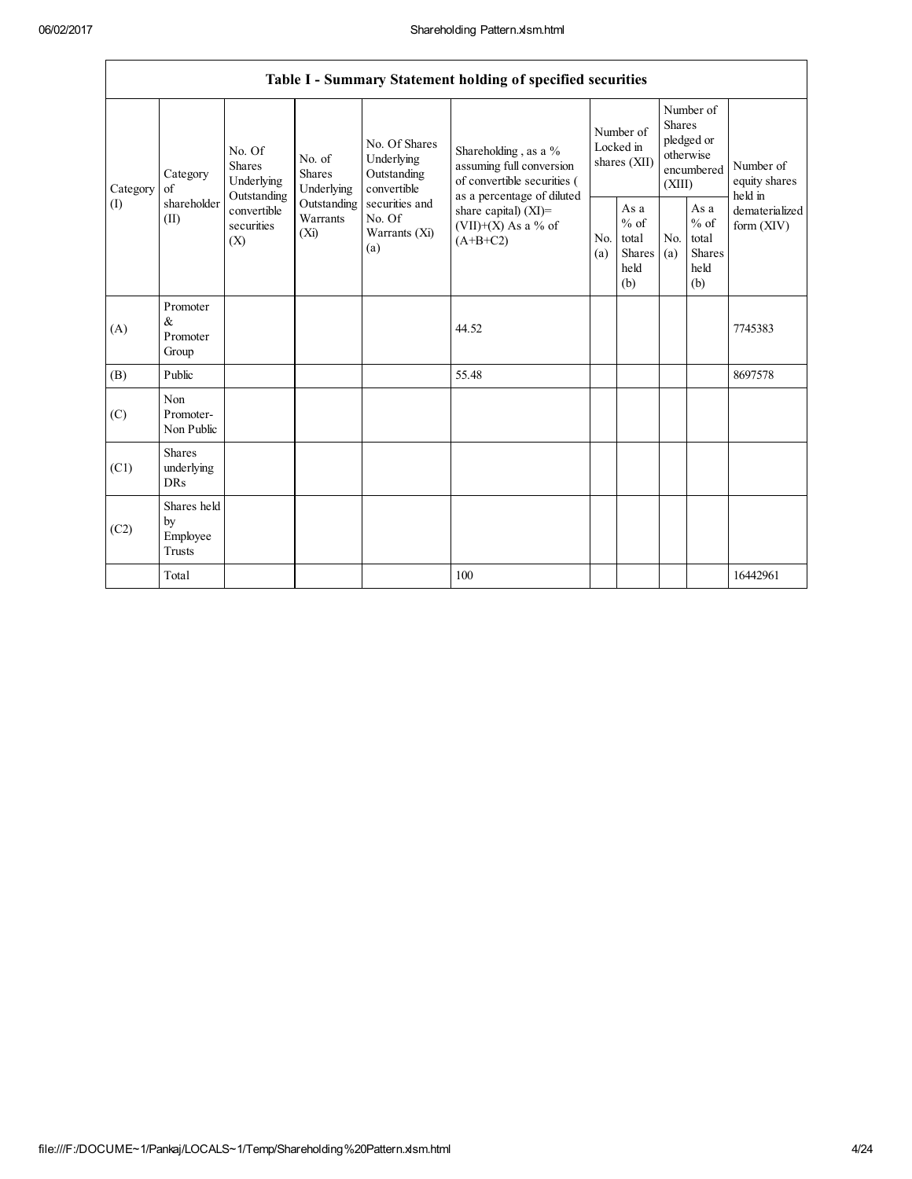| Table I - Summary Statement holding of specified securities | | | | | | | | | | | |
|---|---|---|---|---|---|---|---|---|---|---|---|
| Category (I) | Category of shareholder (II) | No. Of Shares Underlying Outstanding convertible securities (X) | No. of Shares Underlying Outstanding Warrants (Xi) | No. Of Shares Underlying Outstanding convertible securities and No. Of Warrants (Xi) (a) | Shareholding , as a % assuming full conversion of convertible securities ( as a percentage of diluted share capital) (XI)= (VII)+(X) As a % of (A+B+C2) | Number of Locked in shares (XII) | | Number of Shares pledged or otherwise encumbered (XIII) | | Number of equity shares held in dematerialized form (XIV) |
| | | | | | | No. (a) | As a % of total Shares held (b) | No. (a) | As a % of total Shares held (b) | |
| (A) | Promoter & Promoter Group | | | | 44.52 | | | | | 7745383 |
| (B) | Public | | | | 55.48 | | | | | 8697578 |
| (C) | Non Promoter- Non Public | | | | | | | | | |
| (C1) | Shares underlying DRs | | | | | | | | | |
| (C2) | Shares held by Employee Trusts | | | | | | | | | |
| | Total | | | | 100 | | | | | 16442961 |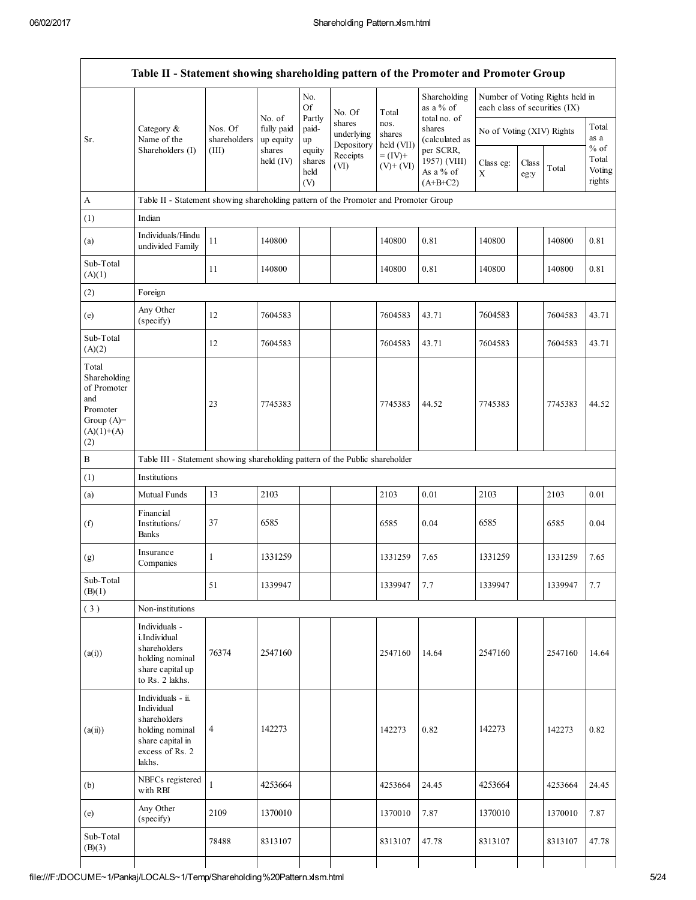| Table II - Statement showing shareholding pattern of the Promoter and Promoter Group | | | | | | | | | | | |
|---|---|---|---|---|---|---|---|---|---|---|---|
| Sr. | Category & Name of the Shareholders (I) | Nos. Of shareholders (III) | No. of fully paid up equity shares held (IV) | No. Of Partly paid-up equity shares held (V) | No. Of shares underlying Depository Receipts (VI) | Total nos. shares held (VII) = (IV)+ (V)+ (VI) | Shareholding as a % of total no. of shares (calculated as per SCRR, 1957) (VIII) As a % of (A+B+C2) | Number of Voting Rights held in each class of securities (IX) | | | |
| | | | | | | | | No of Voting (XIV) Rights | | | Total as a % of Total Voting rights |
| | | | | | | | | Class eg: X | Class eg:y | Total | |
| A | Table II - Statement showing shareholding pattern of the Promoter and Promoter Group | | | | | | | | | | |
| (1) | Indian | | | | | | | | | | |
| (a) | Individuals/Hindu undivided Family | 11 | 140800 | | | 140800 | 0.81 | 140800 | | 140800 | 0.81 |
| Sub-Total (A)(1) | | 11 | 140800 | | | 140800 | 0.81 | 140800 | | 140800 | 0.81 |
| (2) | Foreign | | | | | | | | | | |
| (e) | Any Other (specify) | 12 | 7604583 | | | 7604583 | 43.71 | 7604583 | | 7604583 | 43.71 |
| Sub-Total (A)(2) | | 12 | 7604583 | | | 7604583 | 43.71 | 7604583 | | 7604583 | 43.71 |
| Total Shareholding of Promoter and Promoter Group (A)=(A)(1)+(A)(2) | | 23 | 7745383 | | | 7745383 | 44.52 | 7745383 | | 7745383 | 44.52 |
| B | Table III - Statement showing shareholding pattern of the Public shareholder | | | | | | | | | | |
| (1) | Institutions | | | | | | | | | | |
| (a) | Mutual Funds | 13 | 2103 | | | 2103 | 0.01 | 2103 | | 2103 | 0.01 |
| (f) | Financial Institutions/ Banks | 37 | 6585 | | | 6585 | 0.04 | 6585 | | 6585 | 0.04 |
| (g) | Insurance Companies | 1 | 1331259 | | | 1331259 | 7.65 | 1331259 | | 1331259 | 7.65 |
| Sub-Total (B)(1) | | 51 | 1339947 | | | 1339947 | 7.7 | 1339947 | | 1339947 | 7.7 |
| ( 3 ) | Non-institutions | | | | | | | | | | |
| (a(i)) | Individuals - i.Individual shareholders holding nominal share capital up to Rs. 2 lakhs. | 76374 | 2547160 | | | 2547160 | 14.64 | 2547160 | | 2547160 | 14.64 |
| (a(ii)) | Individuals - ii. Individual shareholders holding nominal share capital in excess of Rs. 2 lakhs. | 4 | 142273 | | | 142273 | 0.82 | 142273 | | 142273 | 0.82 |
| (b) | NBFCs registered with RBI | 1 | 4253664 | | | 4253664 | 24.45 | 4253664 | | 4253664 | 24.45 |
| (e) | Any Other (specify) | 2109 | 1370010 | | | 1370010 | 7.87 | 1370010 | | 1370010 | 7.87 |
| Sub-Total (B)(3) | | 78488 | 8313107 | | | 8313107 | 47.78 | 8313107 | | 8313107 | 47.78 |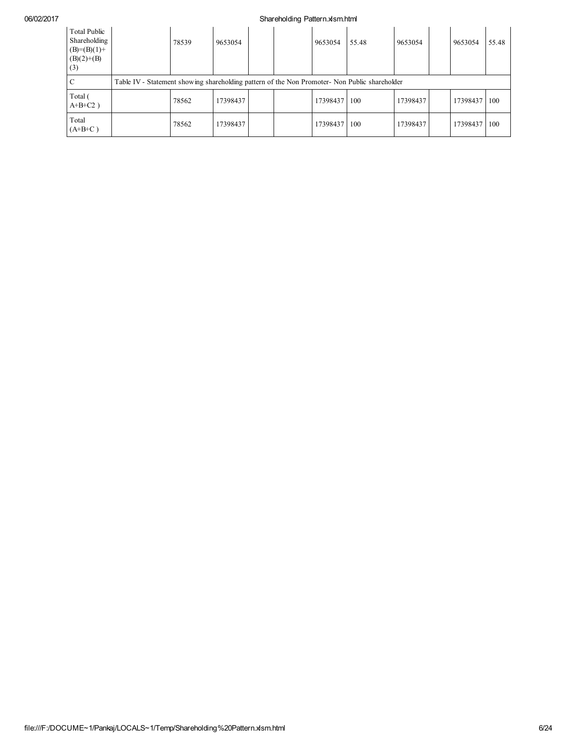| Total Public Shareholding (B)=(B)(1)+(B)(2)+(B)(3) | | 78539 | 9653054 | | | 9653054 | 55.48 | 9653054 | | 9653054 | 55.48 |
|---|---|---|---|---|---|---|---|---|---|---|---|
| C | Table IV - Statement showing shareholding pattern of the Non Promoter- Non Public shareholder | | | | | | | | | | |
| Total ( A+B+C2 ) | | 78562 | 17398437 | | | 17398437 | 100 | 17398437 | | 17398437 | 100 |
| Total (A+B+C ) | | 78562 | 17398437 | | | 17398437 | 100 | 17398437 | | 17398437 | 100 |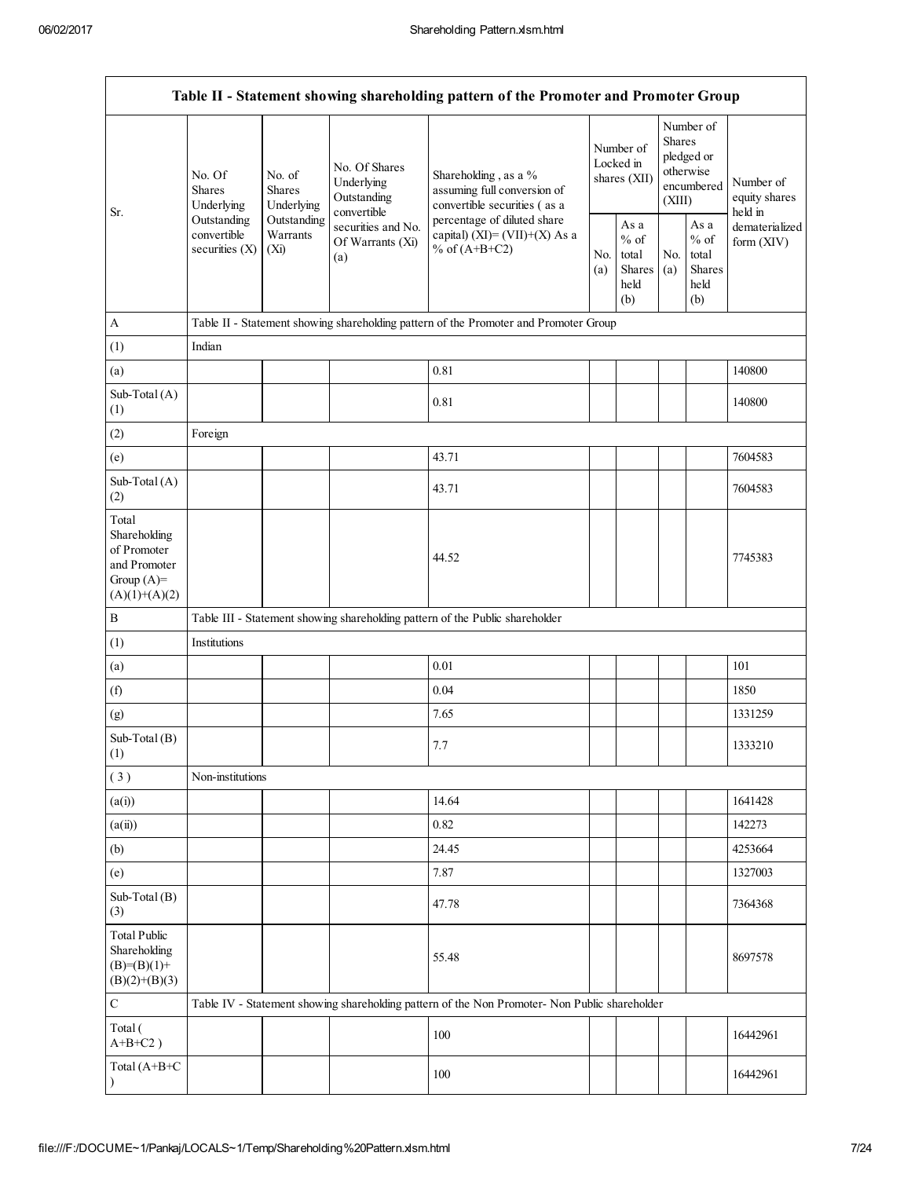| Table II - Statement showing shareholding pattern of the Promoter and Promoter Group | | | | | | | | | |
|---|---|---|---|---|---|---|---|---|---|
| Sr. | No. Of Shares Underlying Outstanding convertible securities (X) | No. of Shares Underlying Outstanding Warrants (Xi) | No. Of Shares Underlying Outstanding convertible securities and No. Of Warrants (Xi) (a) | Shareholding , as a % assuming full conversion of convertible securities ( as a percentage of diluted share capital) (XI)= (VII)+(X) As a % of (A+B+C2) | Number of Locked in shares (XII) | | Number of Shares pledged or otherwise encumbered (XIII) | | Number of equity shares held in dematerialized form (XIV) |
| | | | | | No. (a) | As a % of total Shares held (b) | No. (a) | As a % of total Shares held (b) | |
| A | Table II - Statement showing shareholding pattern of the Promoter and Promoter Group | | | | | | | | |
| (1) | Indian | | | | | | | | |
| (a) | | | | 0.81 | | | | | 140800 |
| Sub-Total (A) (1) | | | | 0.81 | | | | | 140800 |
| (2) | Foreign | | | | | | | | |
| (e) | | | | 43.71 | | | | | 7604583 |
| Sub-Total (A) (2) | | | | 43.71 | | | | | 7604583 |
| Total Shareholding of Promoter and Promoter Group (A)= (A)(1)+(A)(2) | | | | 44.52 | | | | | 7745383 |
| B | Table III - Statement showing shareholding pattern of the Public shareholder | | | | | | | | |
| (1) | Institutions | | | | | | | | |
| (a) | | | | 0.01 | | | | | 101 |
| (f) | | | | 0.04 | | | | | 1850 |
| (g) | | | | 7.65 | | | | | 1331259 |
| Sub-Total (B) (1) | | | | 7.7 | | | | | 1333210 |
| ( 3 ) | Non-institutions | | | | | | | | |
| (a(i)) | | | | 14.64 | | | | | 1641428 |
| (a(ii)) | | | | 0.82 | | | | | 142273 |
| (b) | | | | 24.45 | | | | | 4253664 |
| (e) | | | | 7.87 | | | | | 1327003 |
| Sub-Total (B) (3) | | | | 47.78 | | | | | 7364368 |
| Total Public Shareholding (B)=(B)(1)+(B)(2)+(B)(3) | | | | 55.48 | | | | | 8697578 |
| C | Table IV - Statement showing shareholding pattern of the Non Promoter- Non Public shareholder | | | | | | | | |
| Total ( A+B+C2 ) | | | | 100 | | | | | 16442961 |
| Total (A+B+C ) | | | | 100 | | | | | 16442961 |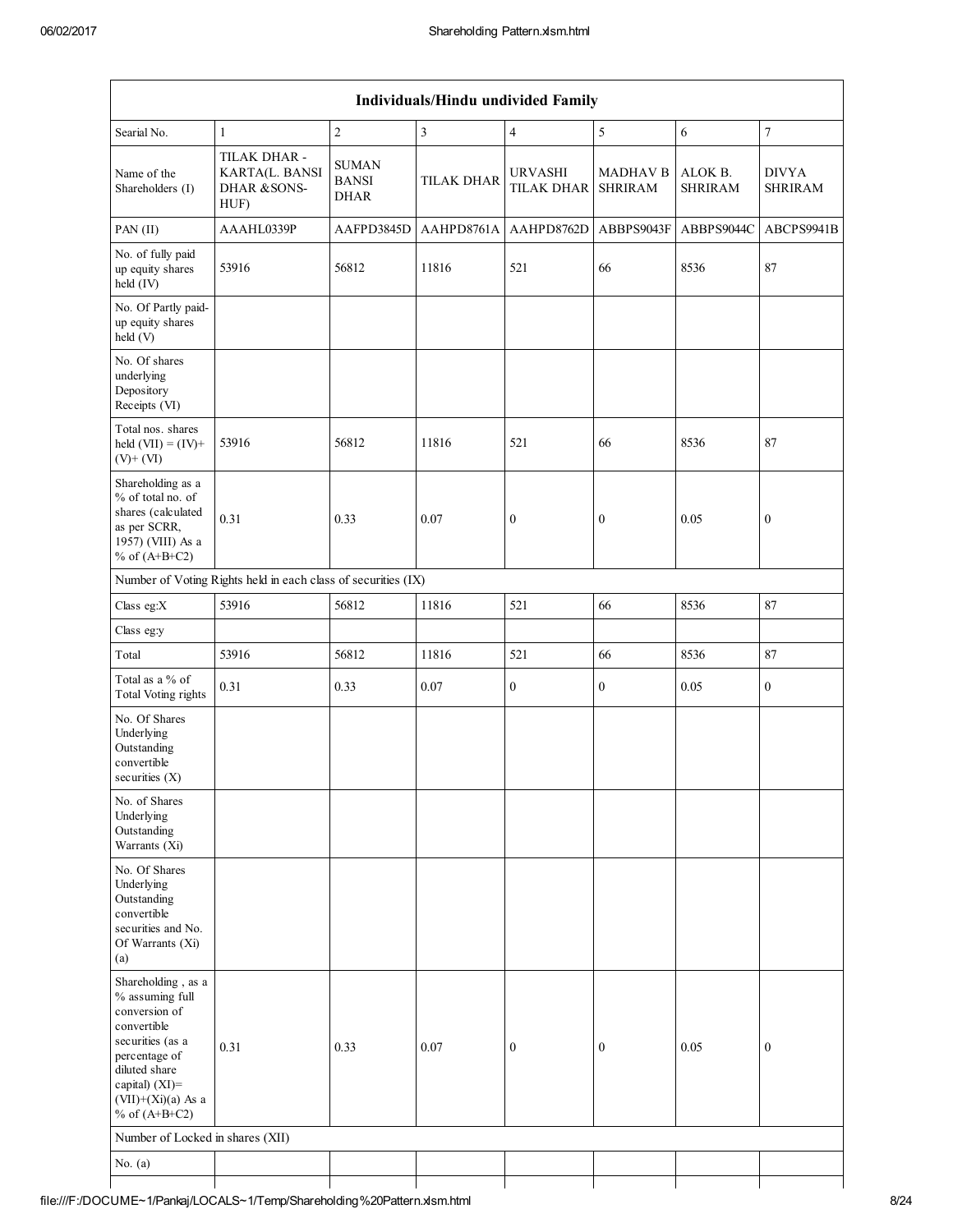| Individuals/Hindu undivided Family | | | | | | | |
|---|---|---|---|---|---|---|---|
| Searial No. | 1 | 2 | 3 | 4 | 5 | 6 | 7 |
| Name of the Shareholders (I) | TILAK DHAR - KARTA(L. BANSI DHAR &SONS-HUF) | SUMAN BANSI DHAR | TILAK DHAR | URVASHI TILAK DHAR | MADHAV B SHRIRAM | ALOK B. SHRIRAM | DIVYA SHRIRAM |
| PAN (II) | AAAHL0339P | AAFPD3845D | AAHPD8761A | AAHPD8762D | ABBPS9043F | ABBPS9044C | ABCPS9941B |
| No. of fully paid up equity shares held (IV) | 53916 | 56812 | 11816 | 521 | 66 | 8536 | 87 |
| No. Of Partly paid-up equity shares held (V) | | | | | | | |
| No. Of shares underlying Depository Receipts (VI) | | | | | | | |
| Total nos. shares held (VII) = (IV)+ (V)+ (VI) | 53916 | 56812 | 11816 | 521 | 66 | 8536 | 87 |
| Shareholding as a % of total no. of shares (calculated as per SCRR, 1957) (VIII) As a % of (A+B+C2) | 0.31 | 0.33 | 0.07 | 0 | 0 | 0.05 | 0 |
| Number of Voting Rights held in each class of securities (IX) | | | | | | | |
| Class eg:X | 53916 | 56812 | 11816 | 521 | 66 | 8536 | 87 |
| Class eg:y | | | | | | | |
| Total | 53916 | 56812 | 11816 | 521 | 66 | 8536 | 87 |
| Total as a % of Total Voting rights | 0.31 | 0.33 | 0.07 | 0 | 0 | 0.05 | 0 |
| No. Of Shares Underlying Outstanding convertible securities (X) | | | | | | | |
| No. of Shares Underlying Outstanding Warrants (Xi) | | | | | | | |
| No. Of Shares Underlying Outstanding convertible securities and No. Of Warrants (Xi) (a) | | | | | | | |
| Shareholding , as a % assuming full conversion of convertible securities (as a percentage of diluted share capital) (XI)= (VII)+(Xi)(a) As a % of (A+B+C2) | 0.31 | 0.33 | 0.07 | 0 | 0 | 0.05 | 0 |
| Number of Locked in shares (XII) | | | | | | | |
| No. (a) | | | | | | | |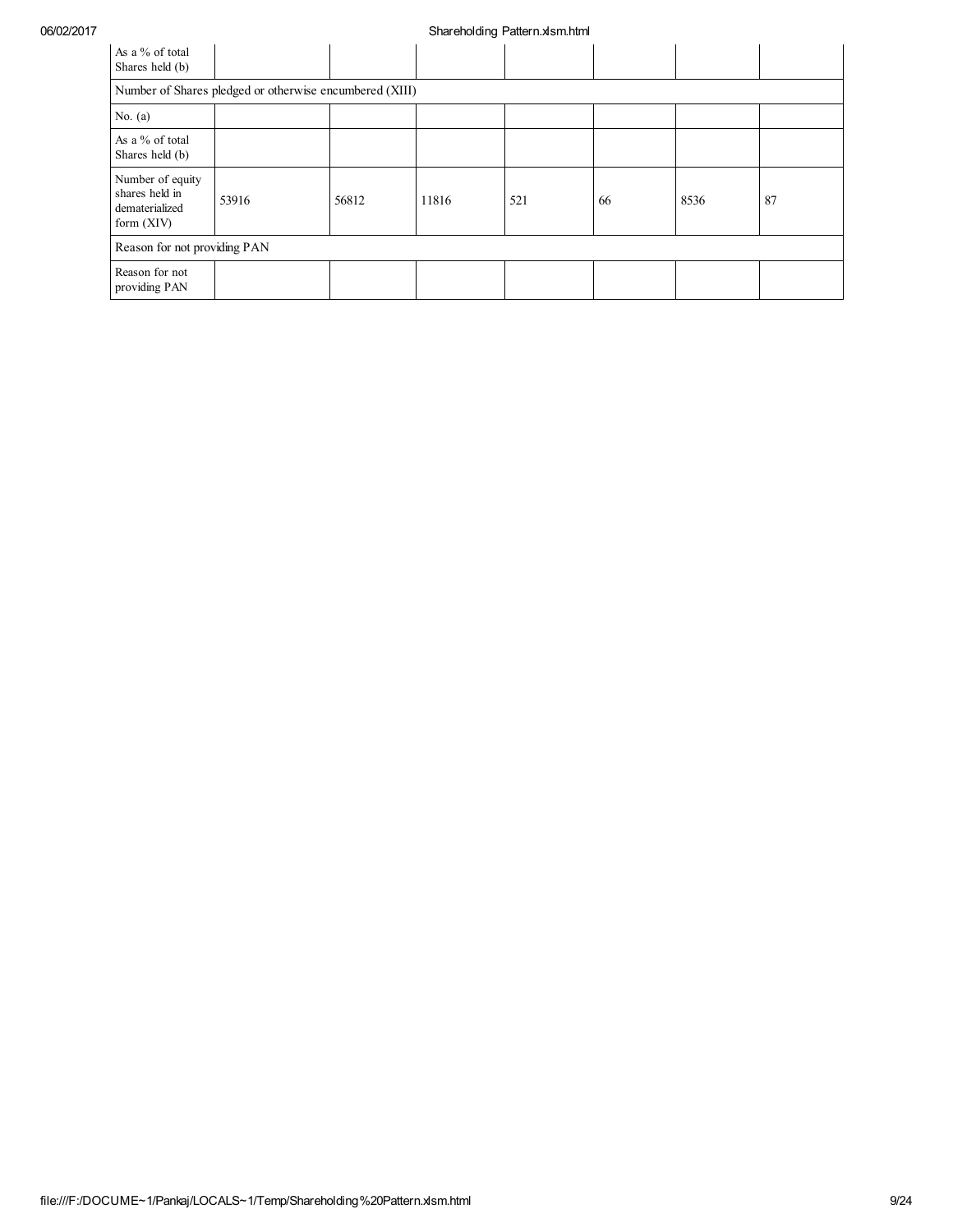| As a % of total Shares held (b) | | | | | | | |
|---|---|---|---|---|---|---|---|
| Number of Shares pledged or otherwise encumbered (XIII) | | | | | | | |
| No. (a) | | | | | | | |
| As a % of total Shares held (b) | | | | | | | |
| Number of equity shares held in dematerialized form (XIV) | 53916 | 56812 | 11816 | 521 | 66 | 8536 | 87 |
| Reason for not providing PAN | | | | | | | |
| Reason for not providing PAN | | | | | | | |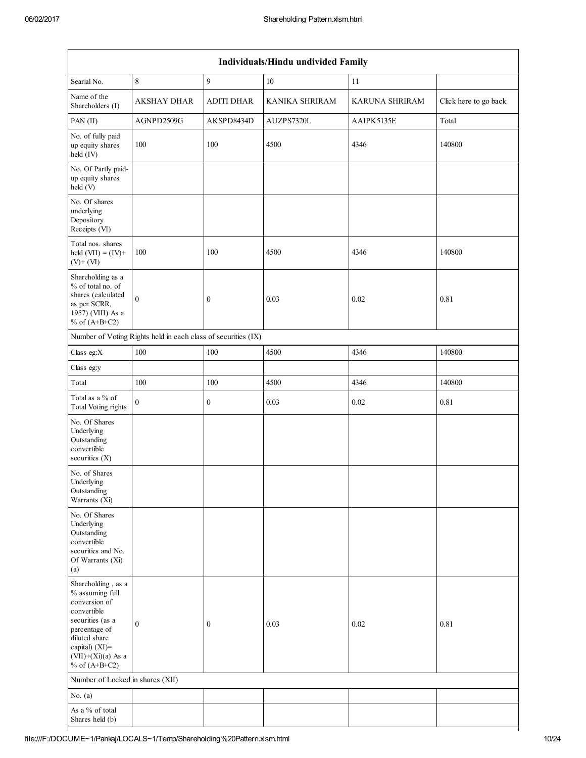| Individuals/Hindu undivided Family | | | | | |
|---|---|---|---|---|---|
| Searial No. | 8 | 9 | 10 | 11 | |
| Name of the Shareholders (I) | AKSHAY DHAR | ADITI DHAR | KANIKA SHRIRAM | KARUNA SHRIRAM | Click here to go back |
| PAN (II) | AGNPD2509G | AKSPD8434D | AUZPS7320L | AAIPK5135E | Total |
| No. of fully paid up equity shares held (IV) | 100 | 100 | 4500 | 4346 | 140800 |
| No. Of Partly paid-up equity shares held (V) | | | | | |
| No. Of shares underlying Depository Receipts (VI) | | | | | |
| Total nos. shares held (VII) = (IV)+ (V)+ (VI) | 100 | 100 | 4500 | 4346 | 140800 |
| Shareholding as a % of total no. of shares (calculated as per SCRR, 1957) (VIII) As a % of (A+B+C2) | 0 | 0 | 0.03 | 0.02 | 0.81 |
| Number of Voting Rights held in each class of securities (IX) | | | | | |
| Class eg:X | 100 | 100 | 4500 | 4346 | 140800 |
| Class eg:y | | | | | |
| Total | 100 | 100 | 4500 | 4346 | 140800 |
| Total as a % of Total Voting rights | 0 | 0 | 0.03 | 0.02 | 0.81 |
| No. Of Shares Underlying Outstanding convertible securities (X) | | | | | |
| No. of Shares Underlying Outstanding Warrants (Xi) | | | | | |
| No. Of Shares Underlying Outstanding convertible securities and No. Of Warrants (Xi) (a) | | | | | |
| Shareholding , as a % assuming full conversion of convertible securities (as a percentage of diluted share capital) (XI)= (VII)+(Xi)(a) As a % of (A+B+C2) | 0 | 0 | 0.03 | 0.02 | 0.81 |
| Number of Locked in shares (XII) | | | | | |
| No. (a) | | | | | |
| As a % of total Shares held (b) | | | | | |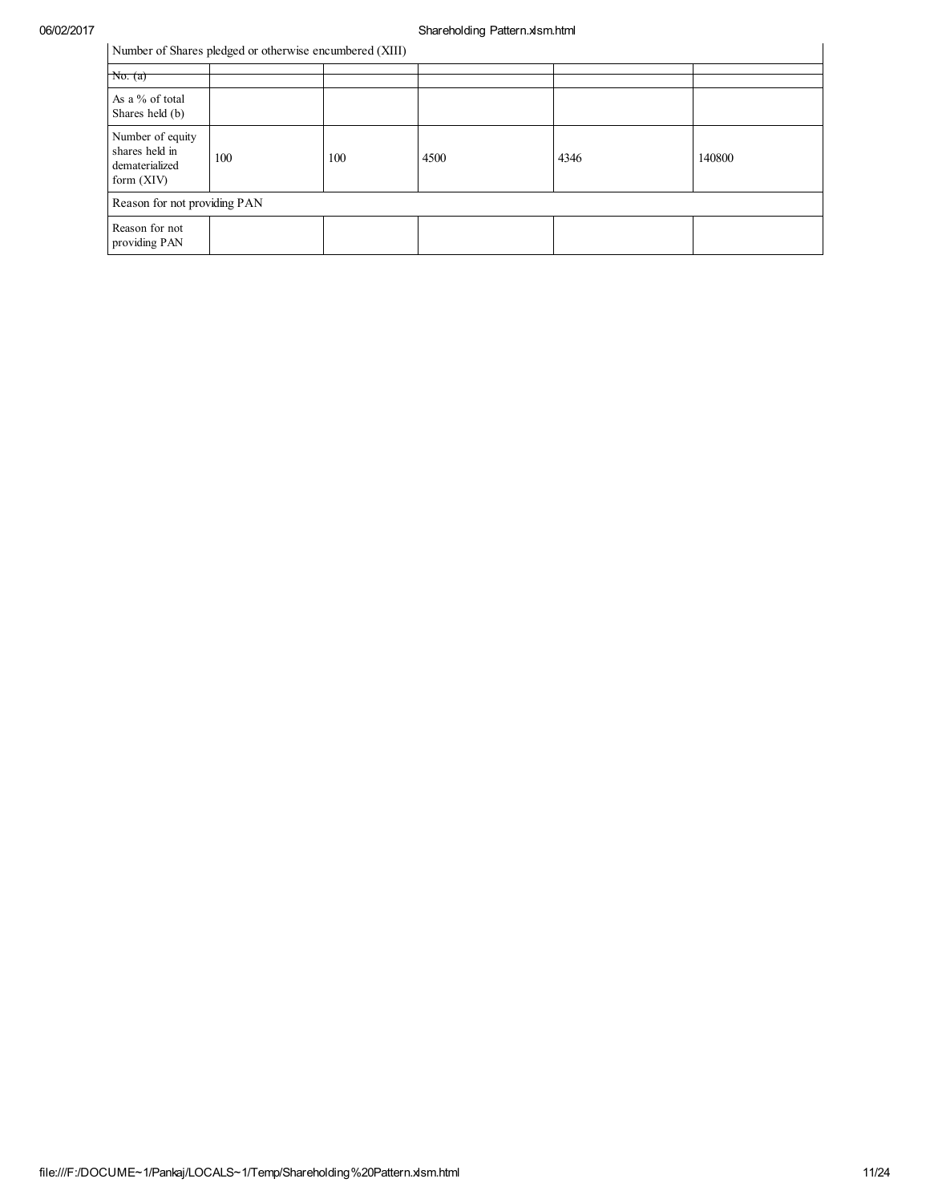| Number of Shares pledged or otherwise encumbered (XIII) | | | | | |
|---|---|---|---|---|---|
| No. (a) | | | | | |
| As a % of total Shares held (b) | | | | | |
| Number of equity shares held in dematerialized form (XIV) | 100 | 100 | 4500 | 4346 | 140800 |
| Reason for not providing PAN | | | | | |
| Reason for not providing PAN | | | | | |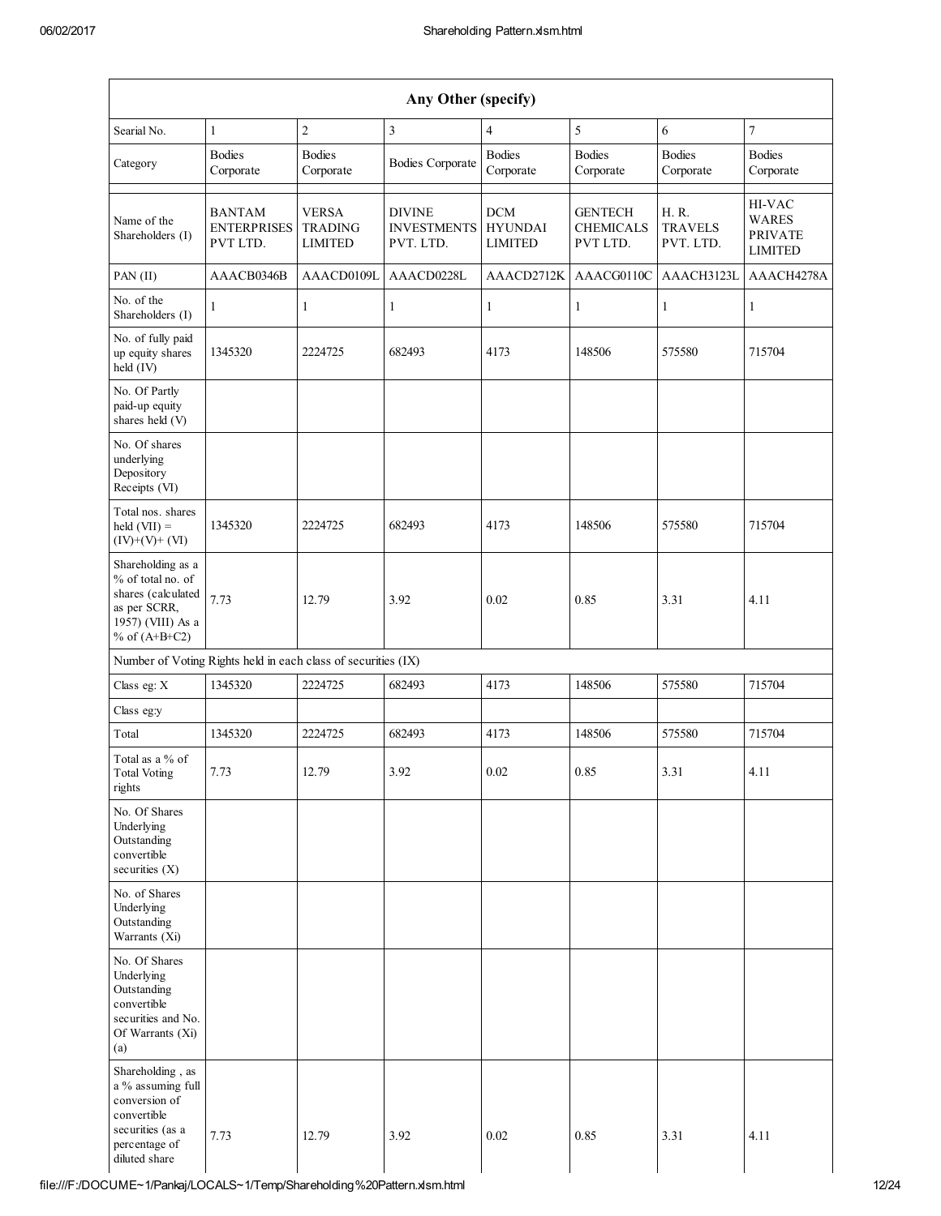| Any Other (specify) | | | | | | | |
|---|---|---|---|---|---|---|---|
| Searial No. | 1 | 2 | 3 | 4 | 5 | 6 | 7 |
| Category | Bodies Corporate | Bodies Corporate | Bodies Corporate | Bodies Corporate | Bodies Corporate | Bodies Corporate | Bodies Corporate |
| Name of the Shareholders (I) | BANTAM ENTERPRISES PVT LTD. | VERSA TRADING LIMITED | DIVINE INVESTMENTS PVT. LTD. | DCM HYUNDAI LIMITED | GENTECH CHEMICALS PVT LTD. | H. R. TRAVELS PVT. LTD. | HI-VAC WARES PRIVATE LIMITED |
| PAN (II) | AAACB0346B | AAACD0109L | AAACD0228L | AAACD2712K | AAACG0110C | AAACH3123L | AAACH4278A |
| No. of the Shareholders (I) | 1 | 1 | 1 | 1 | 1 | 1 | 1 |
| No. of fully paid up equity shares held (IV) | 1345320 | 2224725 | 682493 | 4173 | 148506 | 575580 | 715704 |
| No. Of Partly paid-up equity shares held (V) | | | | | | | |
| No. Of shares underlying Depository Receipts (VI) | | | | | | | |
| Total nos. shares held (VII) = (IV)+(V)+ (VI) | 1345320 | 2224725 | 682493 | 4173 | 148506 | 575580 | 715704 |
| Shareholding as a % of total no. of shares (calculated as per SCRR, 1957) (VIII) As a % of (A+B+C2) | 7.73 | 12.79 | 3.92 | 0.02 | 0.85 | 3.31 | 4.11 |
| Number of Voting Rights held in each class of securities (IX) | | | | | | | |
| Class eg: X | 1345320 | 2224725 | 682493 | 4173 | 148506 | 575580 | 715704 |
| Class eg:y | | | | | | | |
| Total | 1345320 | 2224725 | 682493 | 4173 | 148506 | 575580 | 715704 |
| Total as a % of Total Voting rights | 7.73 | 12.79 | 3.92 | 0.02 | 0.85 | 3.31 | 4.11 |
| No. Of Shares Underlying Outstanding convertible securities (X) | | | | | | | |
| No. of Shares Underlying Outstanding Warrants (Xi) | | | | | | | |
| No. Of Shares Underlying Outstanding convertible securities and No. Of Warrants (Xi) (a) | | | | | | | |
| Shareholding , as a % assuming full conversion of convertible securities (as a percentage of diluted share | 7.73 | 12.79 | 3.92 | 0.02 | 0.85 | 3.31 | 4.11 |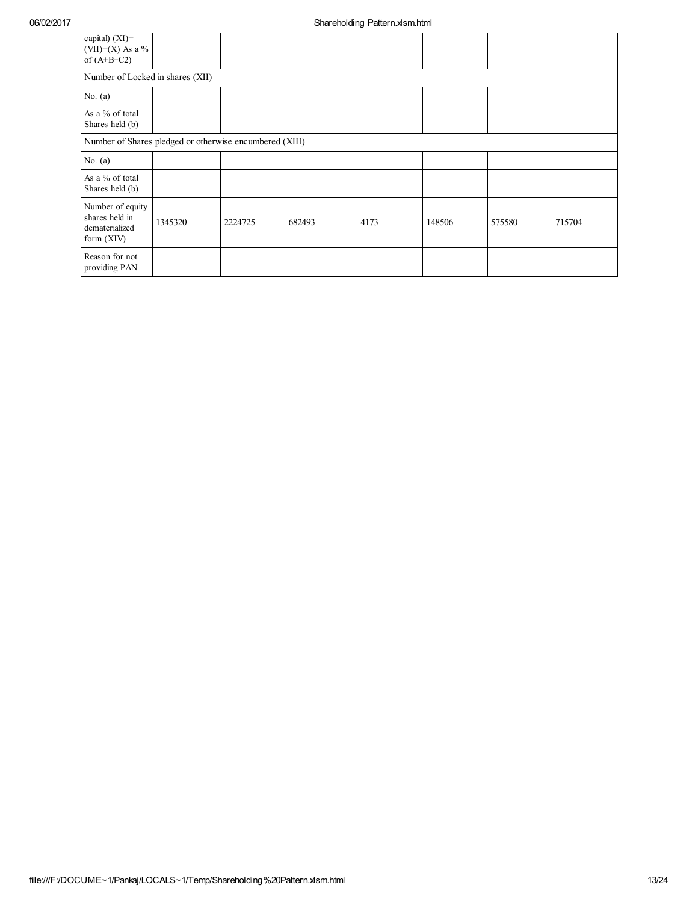| capital) (XI)= (VII)+(X) As a % of (A+B+C2) | | | | | | | |
|---|---|---|---|---|---|---|---|
| Number of Locked in shares (XII) | | | | | | | |
| No. (a) | | | | | | | |
| As a % of total Shares held (b) | | | | | | | |
| Number of Shares pledged or otherwise encumbered (XIII) | | | | | | | |
| No. (a) | | | | | | | |
| As a % of total Shares held (b) | | | | | | | |
| Number of equity shares held in dematerialized form (XIV) | 1345320 | 2224725 | 682493 | 4173 | 148506 | 575580 | 715704 |
| Reason for not providing PAN | | | | | | | |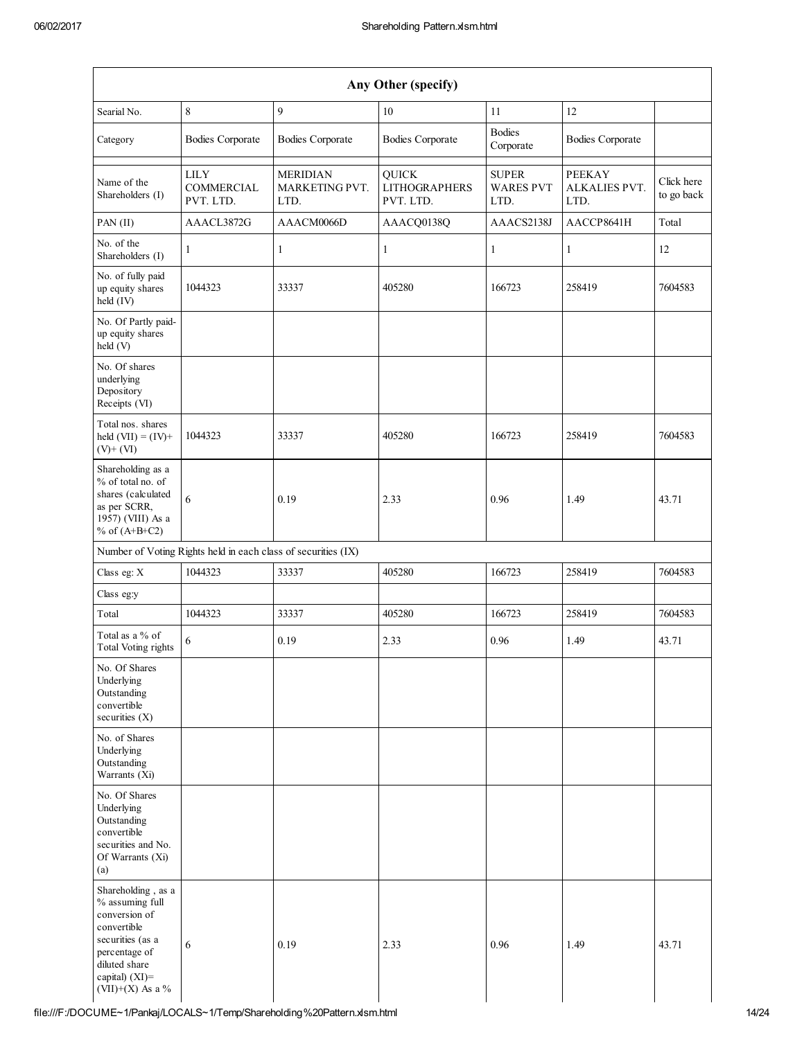| Any Other (specify) | | | | | | |
|---|---|---|---|---|---|---|
| Searial No. | 8 | 9 | 10 | 11 | 12 | |
| Category | Bodies Corporate | Bodies Corporate | Bodies Corporate | Bodies Corporate | Bodies Corporate | |
| Name of the Shareholders (I) | LILY COMMERCIAL PVT. LTD. | MERIDIAN MARKETING PVT. LTD. | QUICK LITHOGRAPHERS PVT. LTD. | SUPER WARES PVT LTD. | PEEKAY ALKALIES PVT. LTD. | Click here to go back |
| PAN (II) | AAACL3872G | AAACM0066D | AAACQ0138Q | AAACS2138J | AACCP8641H | Total |
| No. of the Shareholders (I) | 1 | 1 | 1 | 1 | 1 | 12 |
| No. of fully paid up equity shares held (IV) | 1044323 | 33337 | 405280 | 166723 | 258419 | 7604583 |
| No. Of Partly paid-up equity shares held (V) | | | | | | |
| No. Of shares underlying Depository Receipts (VI) | | | | | | |
| Total nos. shares held (VII) = (IV)+(V)+ (VI) | 1044323 | 33337 | 405280 | 166723 | 258419 | 7604583 |
| Shareholding as a % of total no. of shares (calculated as per SCRR, 1957) (VIII) As a % of (A+B+C2) | 6 | 0.19 | 2.33 | 0.96 | 1.49 | 43.71 |
| Number of Voting Rights held in each class of securities (IX) | | | | | | |
| Class eg: X | 1044323 | 33337 | 405280 | 166723 | 258419 | 7604583 |
| Class eg:y | | | | | | |
| Total | 1044323 | 33337 | 405280 | 166723 | 258419 | 7604583 |
| Total as a % of Total Voting rights | 6 | 0.19 | 2.33 | 0.96 | 1.49 | 43.71 |
| No. Of Shares Underlying Outstanding convertible securities (X) | | | | | | |
| No. of Shares Underlying Outstanding Warrants (Xi) | | | | | | |
| No. Of Shares Underlying Outstanding convertible securities and No. Of Warrants (Xi) (a) | | | | | | |
| Shareholding , as a % assuming full conversion of convertible securities (as a percentage of diluted share capital) (XI)= (VII)+(X) As a % | 6 | 0.19 | 2.33 | 0.96 | 1.49 | 43.71 |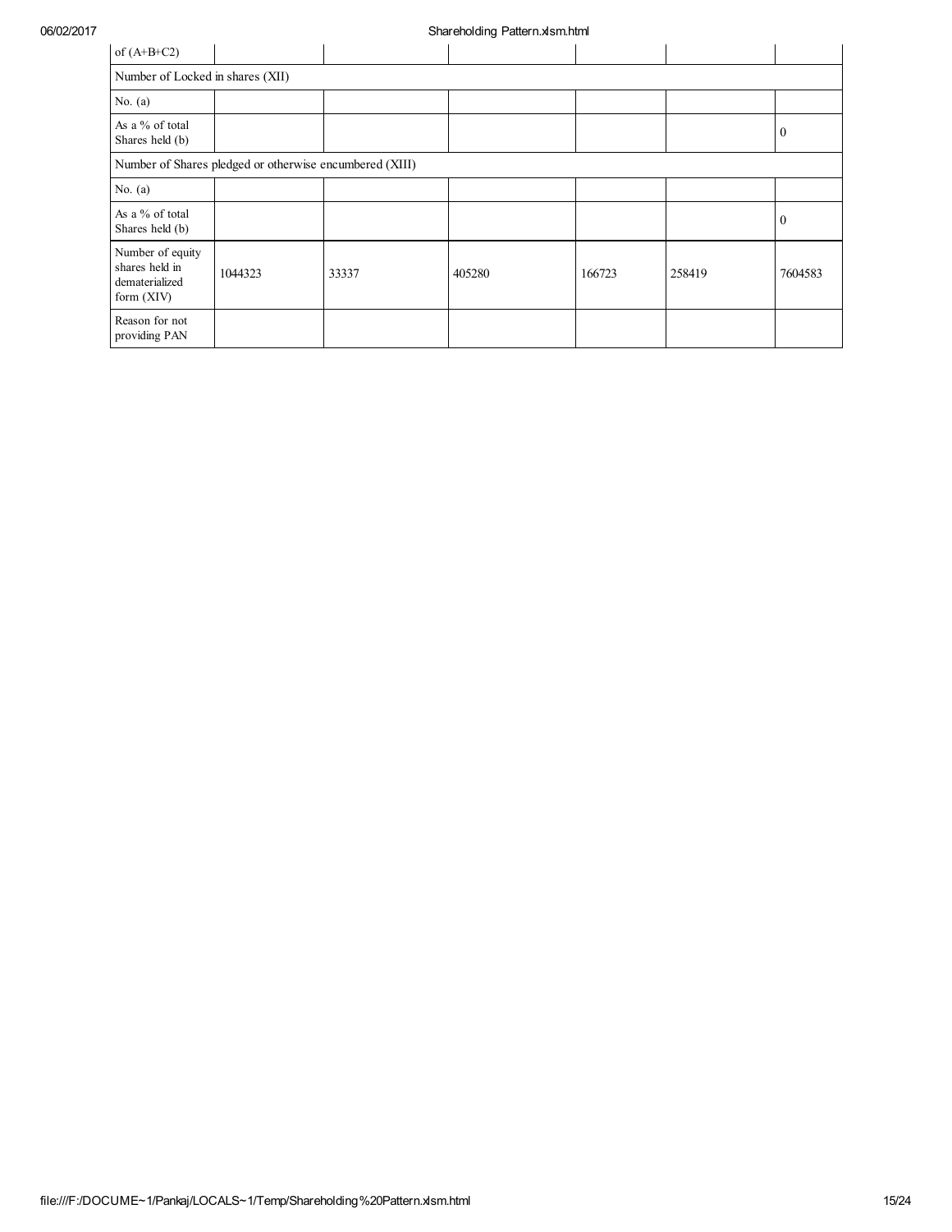| of (A+B+C2) | | | | | | |
|---|---|---|---|---|---|---|
| Number of Locked in shares (XII) | | | | | | |
| No. (a) | | | | | | |
| As a % of total Shares held (b) | | | | | | 0 |
| Number of Shares pledged or otherwise encumbered (XIII) | | | | | | |
| No. (a) | | | | | | |
| As a % of total Shares held (b) | | | | | | 0 |
| Number of equity shares held in dematerialized form (XIV) | 1044323 | 33337 | 405280 | 166723 | 258419 | 7604583 |
| Reason for not providing PAN | | | | | | |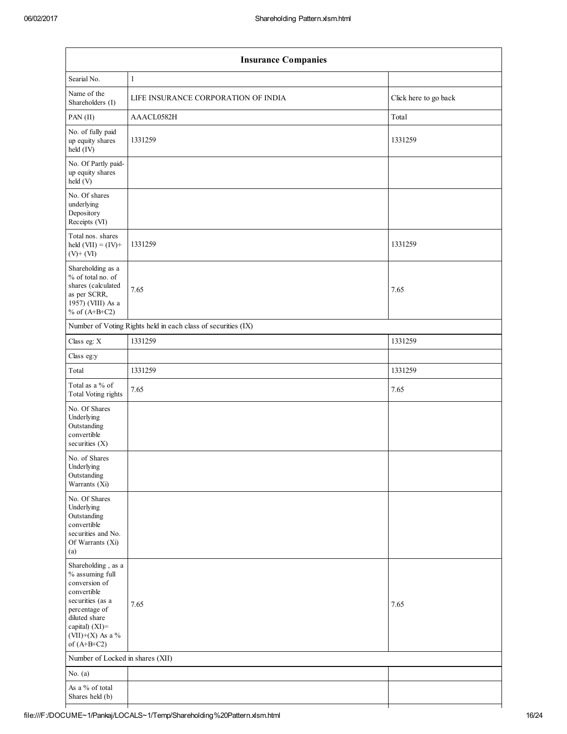| Insurance Companies | | |
|---|---|---|
| Searial No. | 1 | |
| Name of the Shareholders (I) | LIFE INSURANCE CORPORATION OF INDIA | Click here to go back |
| PAN (II) | AAACL0582H | Total |
| No. of fully paid up equity shares held (IV) | 1331259 | 1331259 |
| No. Of Partly paid-up equity shares held (V) | | |
| No. Of shares underlying Depository Receipts (VI) | | |
| Total nos. shares held (VII) = (IV)+ (V)+ (VI) | 1331259 | 1331259 |
| Shareholding as a % of total no. of shares (calculated as per SCRR, 1957) (VIII) As a % of (A+B+C2) | 7.65 | 7.65 |
| Number of Voting Rights held in each class of securities (IX) | | |
| Class eg: X | 1331259 | 1331259 |
| Class eg:y | | |
| Total | 1331259 | 1331259 |
| Total as a % of Total Voting rights | 7.65 | 7.65 |
| No. Of Shares Underlying Outstanding convertible securities (X) | | |
| No. of Shares Underlying Outstanding Warrants (Xi) | | |
| No. Of Shares Underlying Outstanding convertible securities and No. Of Warrants (Xi) (a) | | |
| Shareholding , as a % assuming full conversion of convertible securities (as a percentage of diluted share capital) (XI)= (VII)+(X) As a % of (A+B+C2) | 7.65 | 7.65 |
| Number of Locked in shares (XII) | | |
| No. (a) | | |
| As a % of total Shares held (b) | | |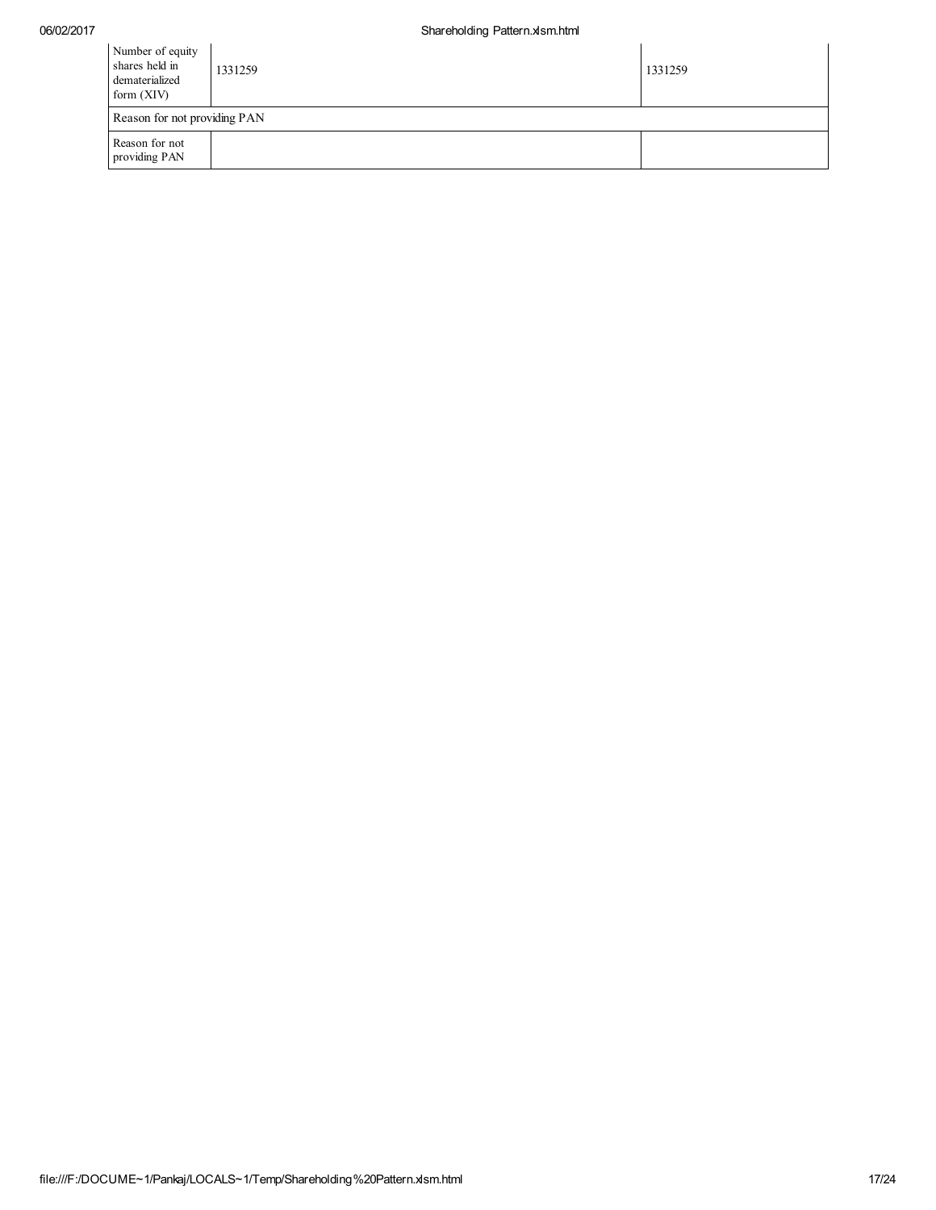| Number of equity shares held in dematerialized form (XIV) | 1331259 | 1331259 |
|---|---|---|
| Reason for not providing PAN | | |
| Reason for not providing PAN | | |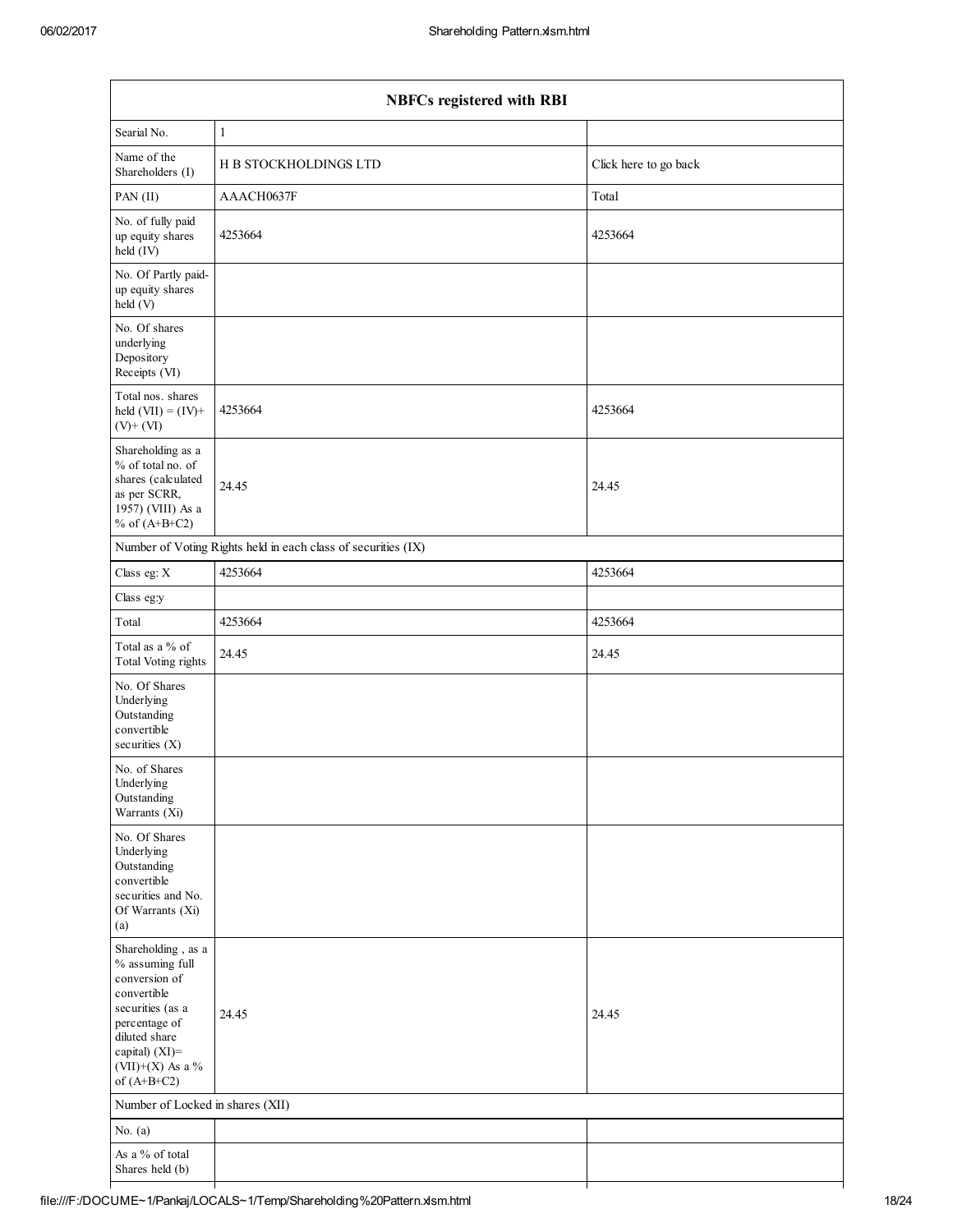| NBFCs registered with RBI | | |
|---|---|---|
| Searial No. | 1 | |
| Name of the Shareholders (I) | H B STOCKHOLDINGS LTD | Click here to go back |
| PAN (II) | AAACH0637F | Total |
| No. of fully paid up equity shares held (IV) | 4253664 | 4253664 |
| No. Of Partly paid-up equity shares held (V) | | |
| No. Of shares underlying Depository Receipts (VI) | | |
| Total nos. shares held (VII) = (IV)+ (V)+ (VI) | 4253664 | 4253664 |
| Shareholding as a % of total no. of shares (calculated as per SCRR, 1957) (VIII) As a % of (A+B+C2) | 24.45 | 24.45 |
| Number of Voting Rights held in each class of securities (IX) | | |
| Class eg: X | 4253664 | 4253664 |
| Class eg:y | | |
| Total | 4253664 | 4253664 |
| Total as a % of Total Voting rights | 24.45 | 24.45 |
| No. Of Shares Underlying Outstanding convertible securities (X) | | |
| No. of Shares Underlying Outstanding Warrants (Xi) | | |
| No. Of Shares Underlying Outstanding convertible securities and No. Of Warrants (Xi) (a) | | |
| Shareholding , as a % assuming full conversion of convertible securities (as a percentage of diluted share capital) (XI)= (VII)+(X) As a % of (A+B+C2) | 24.45 | 24.45 |
| Number of Locked in shares (XII) | | |
| No. (a) | | |
| As a % of total Shares held (b) | | |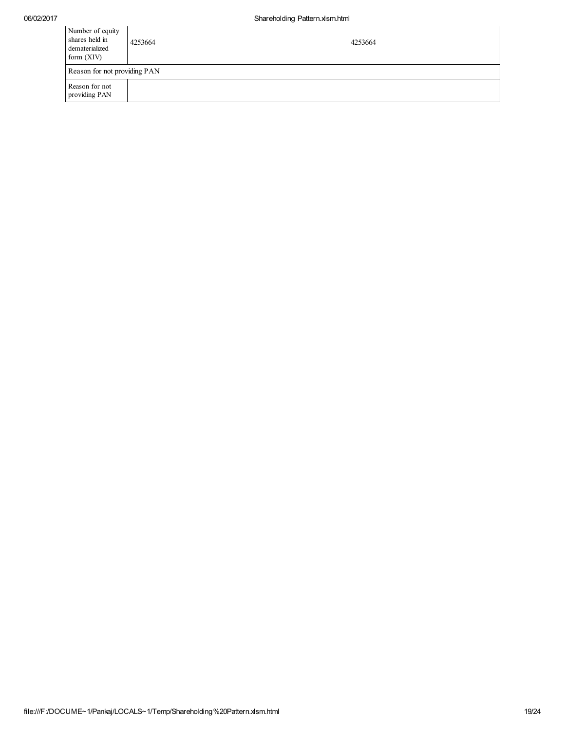| | | |
|---|---|---|
| Number of equity shares held in dematerialized form (XIV) | 4253664 | 4253664 |
| Reason for not providing PAN | | |
| Reason for not providing PAN | | |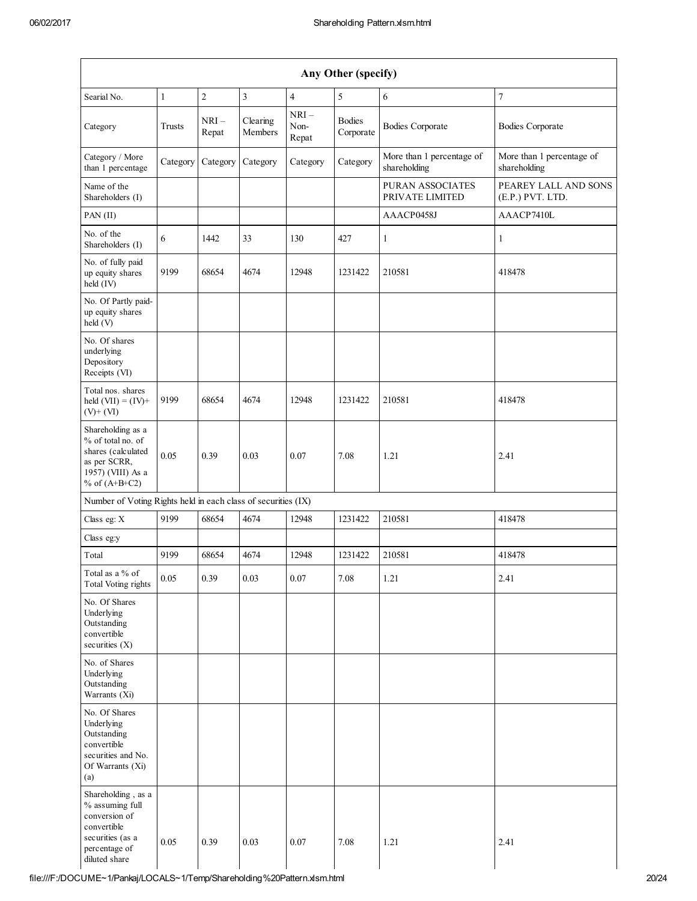| Any Other (specify) | | | | | | | |
|---|---|---|---|---|---|---|---|
| Searial No. | 1 | 2 | 3 | 4 | 5 | 6 | 7 |
| Category | Trusts | NRI – Repat | Clearing Members | NRI – Non-Repat | Bodies Corporate | Bodies Corporate | Bodies Corporate |
| Category / More than 1 percentage | Category | Category | Category | Category | Category | More than 1 percentage of shareholding | More than 1 percentage of shareholding |
| Name of the Shareholders (I) | | | | | | PURAN ASSOCIATES PRIVATE LIMITED | PEAREY LALL AND SONS (E.P.) PVT. LTD. |
| PAN (II) | | | | | | AAACP0458J | AAACP7410L |
| No. of the Shareholders (I) | 6 | 1442 | 33 | 130 | 427 | 1 | 1 |
| No. of fully paid up equity shares held (IV) | 9199 | 68654 | 4674 | 12948 | 1231422 | 210581 | 418478 |
| No. Of Partly paid-up equity shares held (V) | | | | | | | |
| No. Of shares underlying Depository Receipts (VI) | | | | | | | |
| Total nos. shares held (VII) = (IV)+ (V)+ (VI) | 9199 | 68654 | 4674 | 12948 | 1231422 | 210581 | 418478 |
| Shareholding as a % of total no. of shares (calculated as per SCRR, 1957) (VIII) As a % of (A+B+C2) | 0.05 | 0.39 | 0.03 | 0.07 | 7.08 | 1.21 | 2.41 |
| Number of Voting Rights held in each class of securities (IX) | | | | | | | |
| Class eg: X | 9199 | 68654 | 4674 | 12948 | 1231422 | 210581 | 418478 |
| Class eg:y | | | | | | | |
| Total | 9199 | 68654 | 4674 | 12948 | 1231422 | 210581 | 418478 |
| Total as a % of Total Voting rights | 0.05 | 0.39 | 0.03 | 0.07 | 7.08 | 1.21 | 2.41 |
| No. Of Shares Underlying Outstanding convertible securities (X) | | | | | | | |
| No. of Shares Underlying Outstanding Warrants (Xi) | | | | | | | |
| No. Of Shares Underlying Outstanding convertible securities and No. Of Warrants (Xi) (a) | | | | | | | |
| Shareholding , as a % assuming full conversion of convertible securities (as a percentage of diluted share | 0.05 | 0.39 | 0.03 | 0.07 | 7.08 | 1.21 | 2.41 |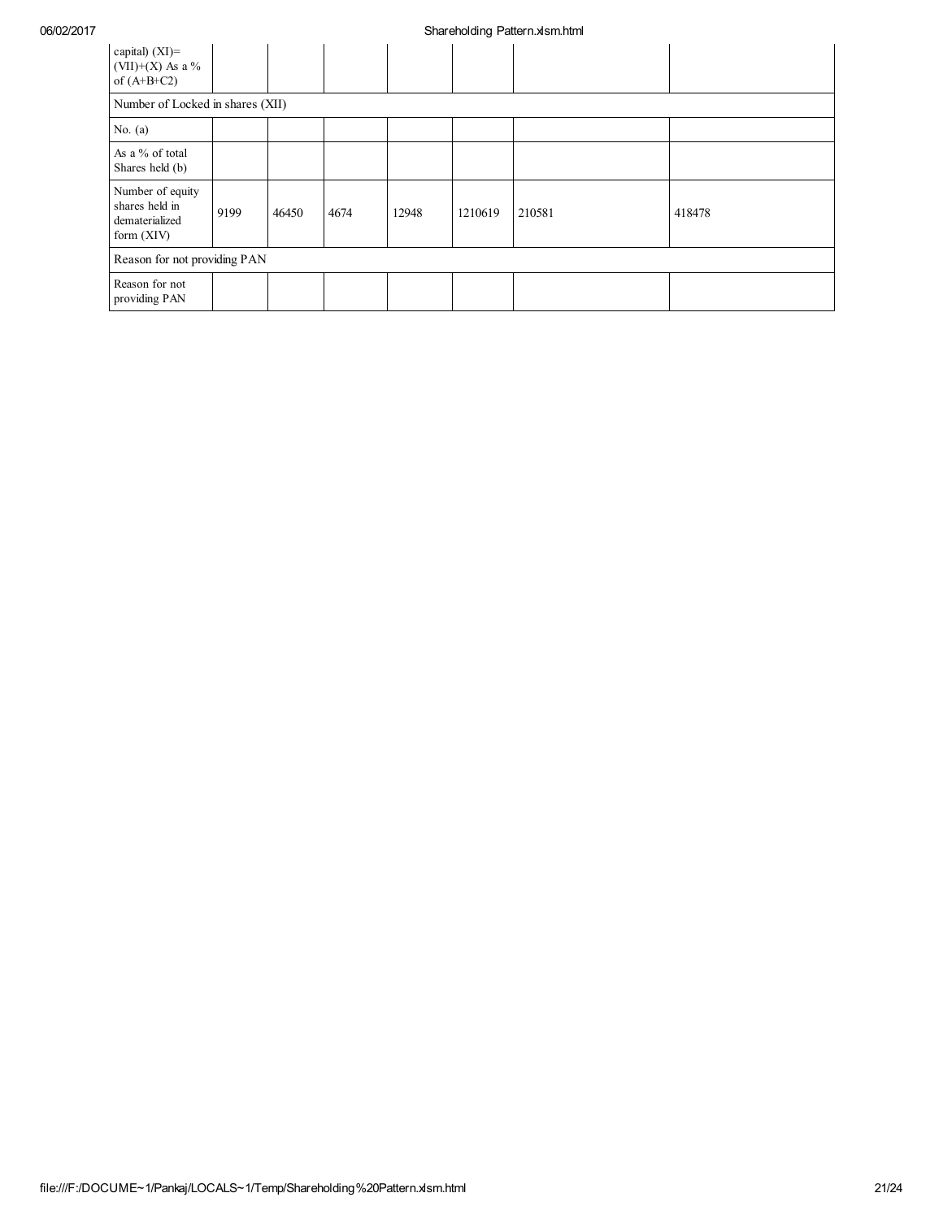| capital) (XI)= (VII)+(X) As a % of (A+B+C2) | | | | | | | |
|---|---|---|---|---|---|---|---|
| Number of Locked in shares (XII) | | | | | | | |
| No. (a) | | | | | | | |
| As a % of total Shares held (b) | | | | | | | |
| Number of equity shares held in dematerialized form (XIV) | 9199 | 46450 | 4674 | 12948 | 1210619 | 210581 | 418478 |
| Reason for not providing PAN | | | | | | | |
| Reason for not providing PAN | | | | | | | |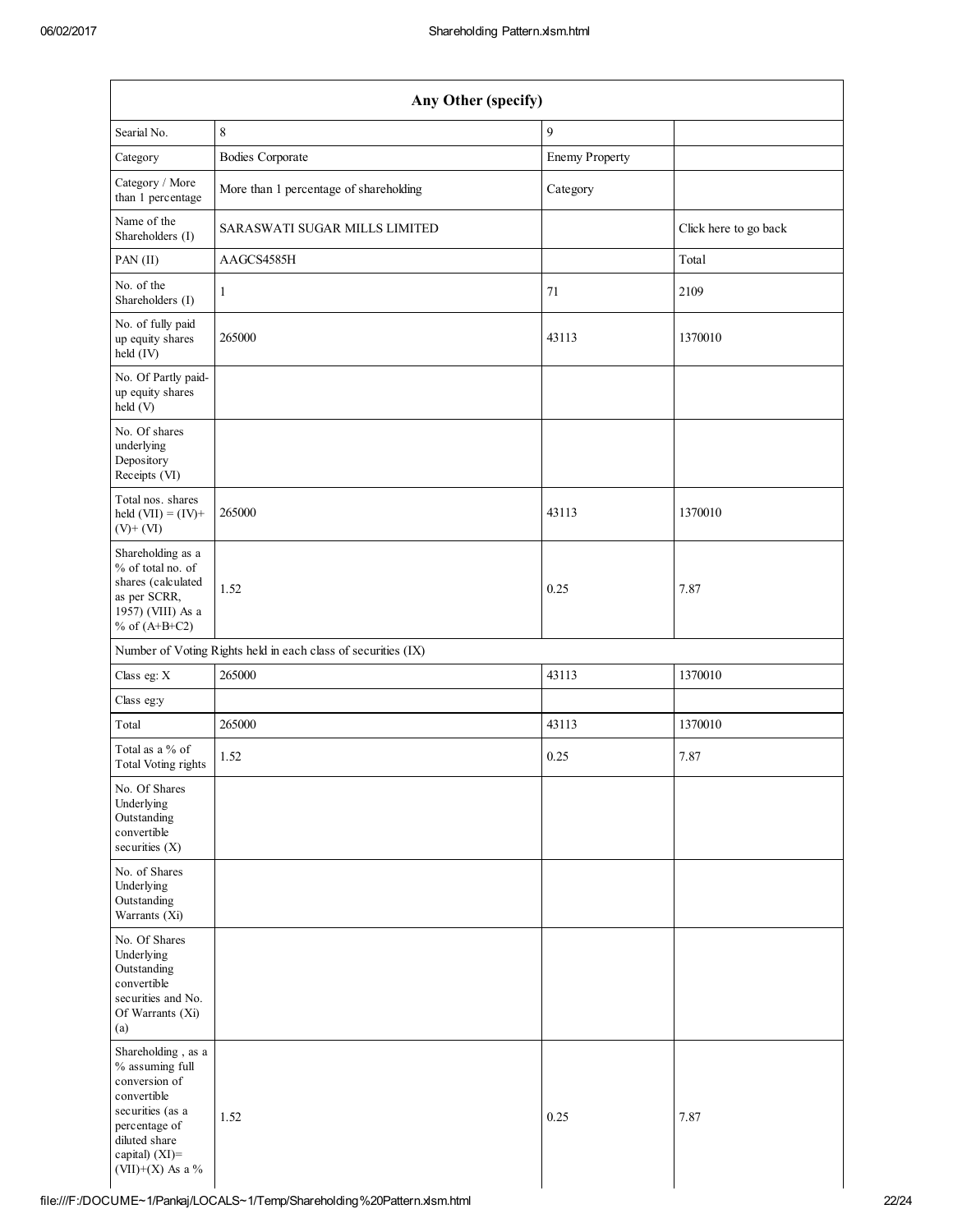| Any Other (specify) | | | |
|---|---|---|---|
| Searial No. | 8 | 9 | |
| Category | Bodies Corporate | Enemy Property | |
| Category / More than 1 percentage | More than 1 percentage of shareholding | Category | |
| Name of the Shareholders (I) | SARASWATI SUGAR MILLS LIMITED | | Click here to go back |
| PAN (II) | AAGCS4585H | | Total |
| No. of the Shareholders (I) | 1 | 71 | 2109 |
| No. of fully paid up equity shares held (IV) | 265000 | 43113 | 1370010 |
| No. Of Partly paid-up equity shares held (V) | | | |
| No. Of shares underlying Depository Receipts (VI) | | | |
| Total nos. shares held (VII) = (IV)+ (V)+ (VI) | 265000 | 43113 | 1370010 |
| Shareholding as a % of total no. of shares (calculated as per SCRR, 1957) (VIII) As a % of (A+B+C2) | 1.52 | 0.25 | 7.87 |
| Number of Voting Rights held in each class of securities (IX) | | | |
| Class eg: X | 265000 | 43113 | 1370010 |
| Class eg:y | | | |
| Total | 265000 | 43113 | 1370010 |
| Total as a % of Total Voting rights | 1.52 | 0.25 | 7.87 |
| No. Of Shares Underlying Outstanding convertible securities (X) | | | |
| No. of Shares Underlying Outstanding Warrants (Xi) | | | |
| No. Of Shares Underlying Outstanding convertible securities and No. Of Warrants (Xi) (a) | | | |
| Shareholding , as a % assuming full conversion of convertible securities (as a percentage of diluted share capital) (XI)= (VII)+(X) As a % | 1.52 | 0.25 | 7.87 |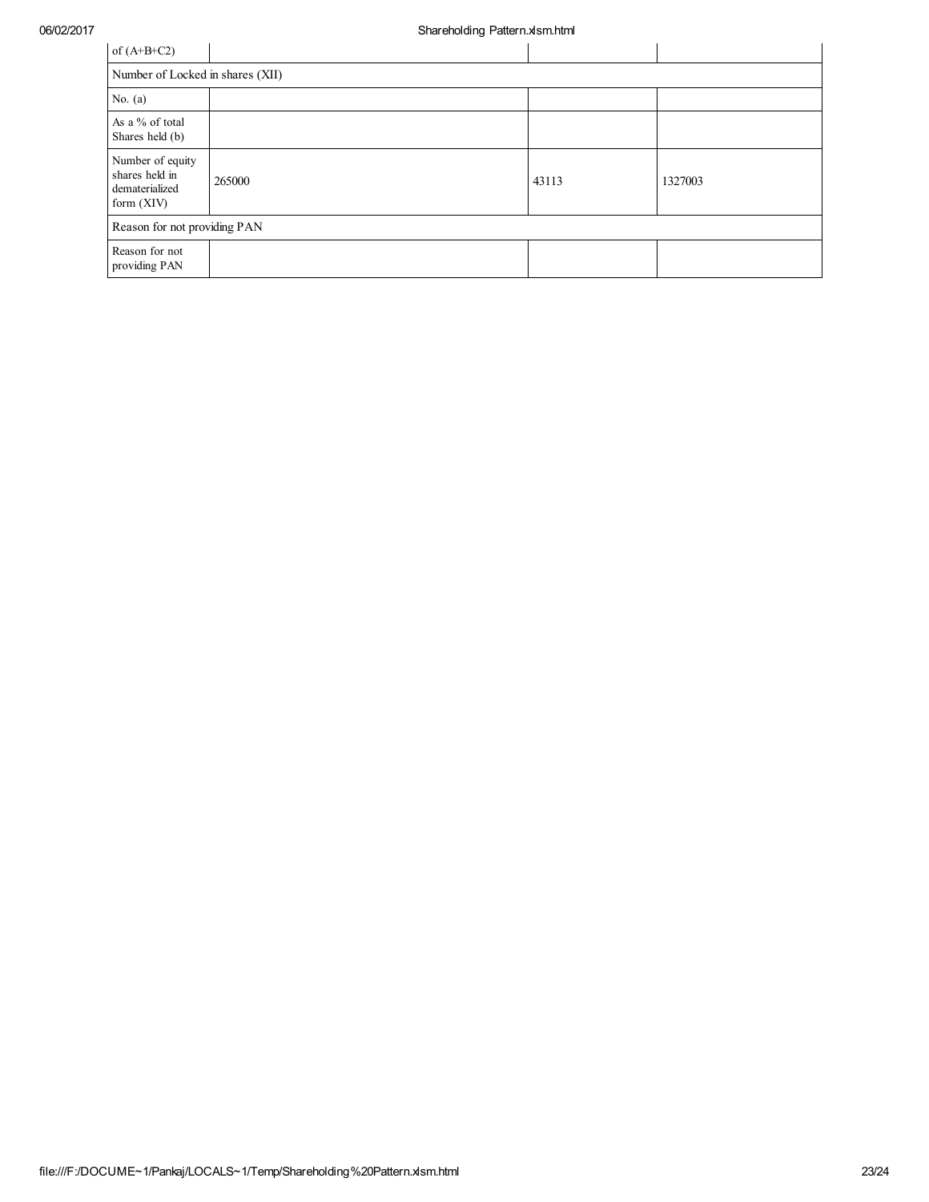| | | | |
|---|---|---|---|
| of (A+B+C2) | | | |
| Number of Locked in shares (XII) | | | |
| No. (a) | | | |
| As a % of total Shares held (b) | | | |
| Number of equity shares held in dematerialized form (XIV) | 265000 | 43113 | 1327003 |
| Reason for not providing PAN | | | |
| Reason for not providing PAN | | | |